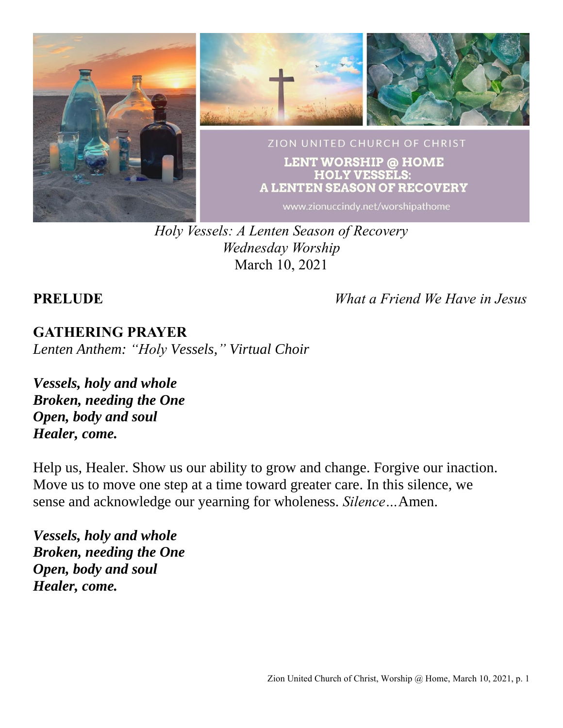ZION UNITED CHURCH OF CHRIST

LENT WORSHIP @ HOME
HOLY VESSELS:
A LENTEN SEASON OF RECOVERY

www.zionuccindy.net/worshipathome

*Holy Vessels: A Lenten Season of Recovery*
*Wednesday Worship*
March 10, 2021

**PRELUDE** *What a Friend We Have in Jesus*

## GATHERING PRAYER

*Lenten Anthem: "Holy Vessels," Virtual Choir*

***Vessels, holy and whole***
***Broken, needing the One***
***Open, body and soul***
***Healer, come.***

Help us, Healer. Show us our ability to grow and change. Forgive our inaction. Move us to move one step at a time toward greater care. In this silence, we sense and acknowledge our yearning for wholeness. *Silence…*Amen.

***Vessels, holy and whole***
***Broken, needing the One***
***Open, body and soul***
***Healer, come.***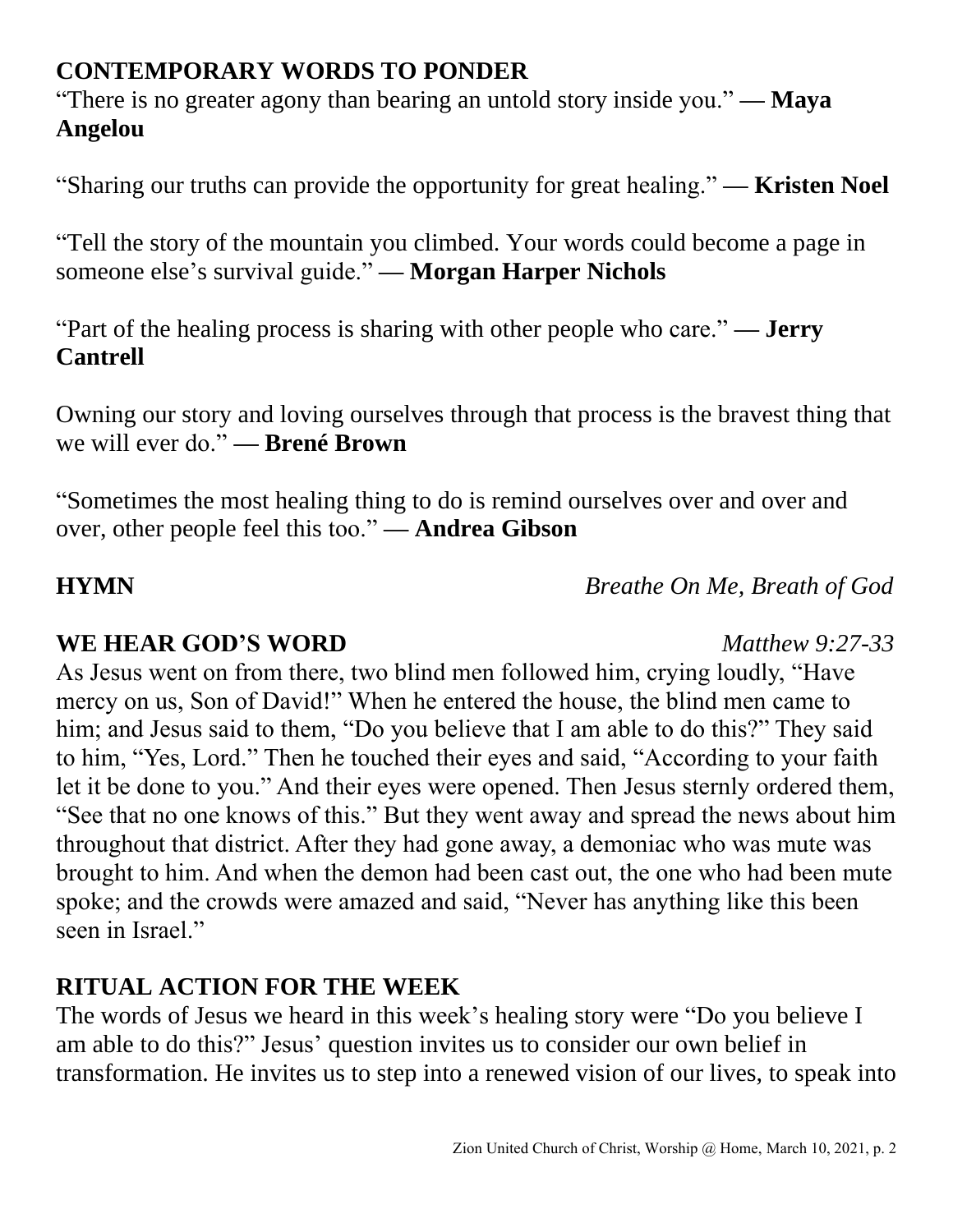## CONTEMPORARY WORDS TO PONDER

"There is no greater agony than bearing an untold story inside you." **— Maya Angelou**

"Sharing our truths can provide the opportunity for great healing." **— Kristen Noel**

"Tell the story of the mountain you climbed. Your words could become a page in someone else's survival guide." **— Morgan Harper Nichols**

"Part of the healing process is sharing with other people who care." **— Jerry Cantrell**

Owning our story and loving ourselves through that process is the bravest thing that we will ever do." **— Brené Brown**

"Sometimes the most healing thing to do is remind ourselves over and over and over, other people feel this too." **— Andrea Gibson**

**HYMN** *Breathe On Me, Breath of God*

**WE HEAR GOD'S WORD** *Matthew 9:27-33*

As Jesus went on from there, two blind men followed him, crying loudly, "Have mercy on us, Son of David!" When he entered the house, the blind men came to him; and Jesus said to them, "Do you believe that I am able to do this?" They said to him, "Yes, Lord." Then he touched their eyes and said, "According to your faith let it be done to you." And their eyes were opened. Then Jesus sternly ordered them, "See that no one knows of this." But they went away and spread the news about him throughout that district. After they had gone away, a demoniac who was mute was brought to him. And when the demon had been cast out, the one who had been mute spoke; and the crowds were amazed and said, "Never has anything like this been seen in Israel."

## RITUAL ACTION FOR THE WEEK

The words of Jesus we heard in this week's healing story were "Do you believe I am able to do this?" Jesus' question invites us to consider our own belief in transformation. He invites us to step into a renewed vision of our lives, to speak into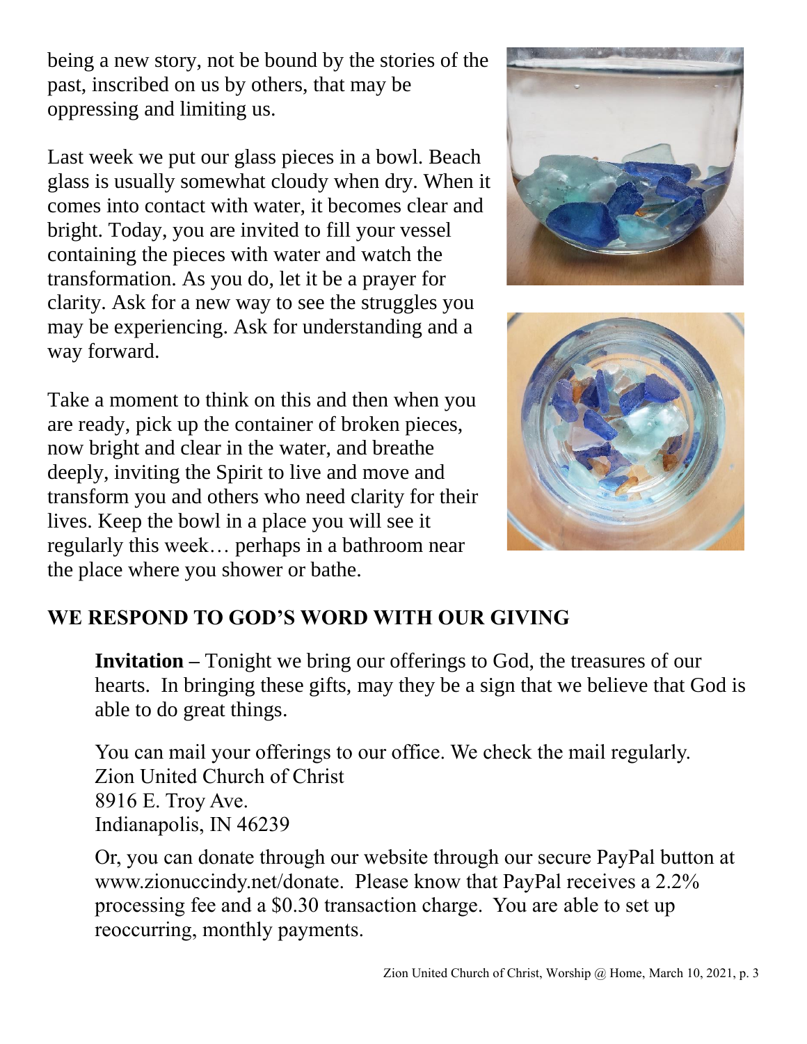being a new story, not be bound by the stories of the past, inscribed on us by others, that may be oppressing and limiting us.

Last week we put our glass pieces in a bowl. Beach glass is usually somewhat cloudy when dry. When it comes into contact with water, it becomes clear and bright. Today, you are invited to fill your vessel containing the pieces with water and watch the transformation. As you do, let it be a prayer for clarity. Ask for a new way to see the struggles you may be experiencing. Ask for understanding and a way forward.

Take a moment to think on this and then when you are ready, pick up the container of broken pieces, now bright and clear in the water, and breathe deeply, inviting the Spirit to live and move and transform you and others who need clarity for their lives. Keep the bowl in a place you will see it regularly this week… perhaps in a bathroom near the place where you shower or bathe.

## WE RESPOND TO GOD'S WORD WITH OUR GIVING

**Invitation** – Tonight we bring our offerings to God, the treasures of our hearts. In bringing these gifts, may they be a sign that we believe that God is able to do great things.

You can mail your offerings to our office. We check the mail regularly.
Zion United Church of Christ
8916 E. Troy Ave.
Indianapolis, IN 46239

Or, you can donate through our website through our secure PayPal button at www.zionuccindy.net/donate. Please know that PayPal receives a 2.2% processing fee and a $0.30 transaction charge. You are able to set up reoccurring, monthly payments.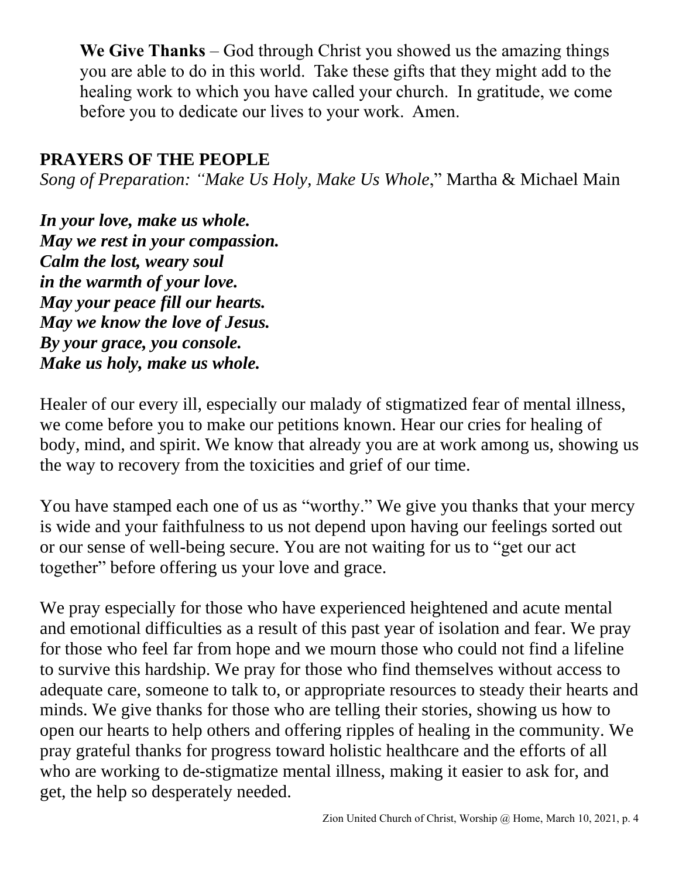**We Give Thanks** – God through Christ you showed us the amazing things you are able to do in this world. Take these gifts that they might add to the healing work to which you have called your church. In gratitude, we come before you to dedicate our lives to your work. Amen.

## PRAYERS OF THE PEOPLE

*Song of Preparation: "Make Us Holy, Make Us Whole*," Martha & Michael Main

***In your love, make us whole.***
***May we rest in your compassion.***
***Calm the lost, weary soul***
***in the warmth of your love.***
***May your peace fill our hearts.***
***May we know the love of Jesus.***
***By your grace, you console.***
***Make us holy, make us whole.***

Healer of our every ill, especially our malady of stigmatized fear of mental illness, we come before you to make our petitions known. Hear our cries for healing of body, mind, and spirit. We know that already you are at work among us, showing us the way to recovery from the toxicities and grief of our time.

You have stamped each one of us as "worthy." We give you thanks that your mercy is wide and your faithfulness to us not depend upon having our feelings sorted out or our sense of well-being secure. You are not waiting for us to "get our act together" before offering us your love and grace.

We pray especially for those who have experienced heightened and acute mental and emotional difficulties as a result of this past year of isolation and fear. We pray for those who feel far from hope and we mourn those who could not find a lifeline to survive this hardship. We pray for those who find themselves without access to adequate care, someone to talk to, or appropriate resources to steady their hearts and minds. We give thanks for those who are telling their stories, showing us how to open our hearts to help others and offering ripples of healing in the community. We pray grateful thanks for progress toward holistic healthcare and the efforts of all who are working to de-stigmatize mental illness, making it easier to ask for, and get, the help so desperately needed.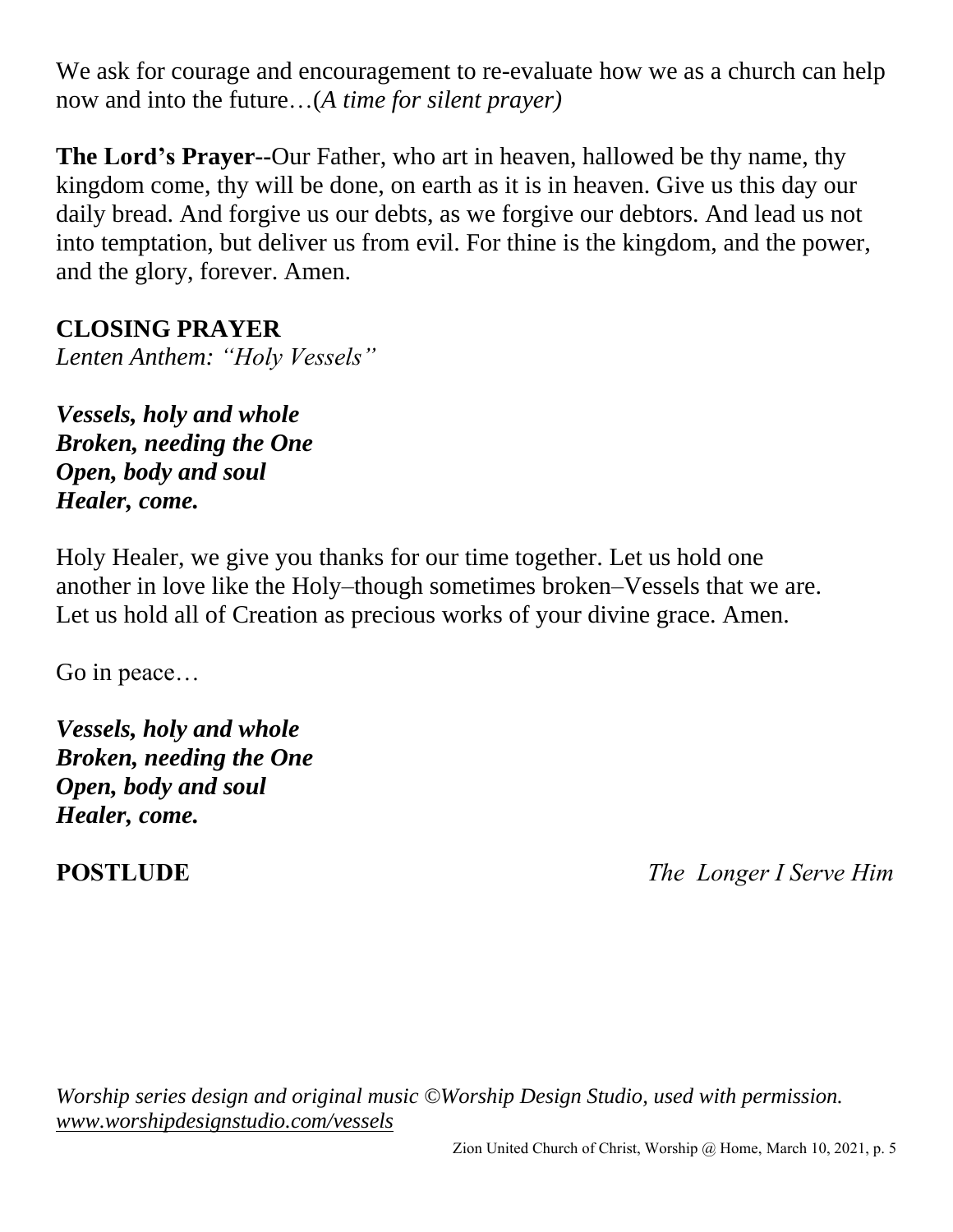We ask for courage and encouragement to re-evaluate how we as a church can help now and into the future…(*A time for silent prayer)*

**The Lord's Prayer--**Our Father, who art in heaven, hallowed be thy name, thy kingdom come, thy will be done, on earth as it is in heaven. Give us this day our daily bread. And forgive us our debts, as we forgive our debtors. And lead us not into temptation, but deliver us from evil. For thine is the kingdom, and the power, and the glory, forever. Amen.

**CLOSING PRAYER**

*Lenten Anthem: "Holy Vessels"*

***Vessels, holy and whole***
***Broken, needing the One***
***Open, body and soul***
***Healer, come.***

Holy Healer, we give you thanks for our time together. Let us hold one another in love like the Holy–though sometimes broken–Vessels that we are. Let us hold all of Creation as precious works of your divine grace. Amen.

Go in peace…

***Vessels, holy and whole***
***Broken, needing the One***
***Open, body and soul***
***Healer, come.***

**POSTLUDE** *The Longer I Serve Him*

*Worship series design and original music ©Worship Design Studio, used with permission.*
*www.worshipdesignstudio.com/vessels*